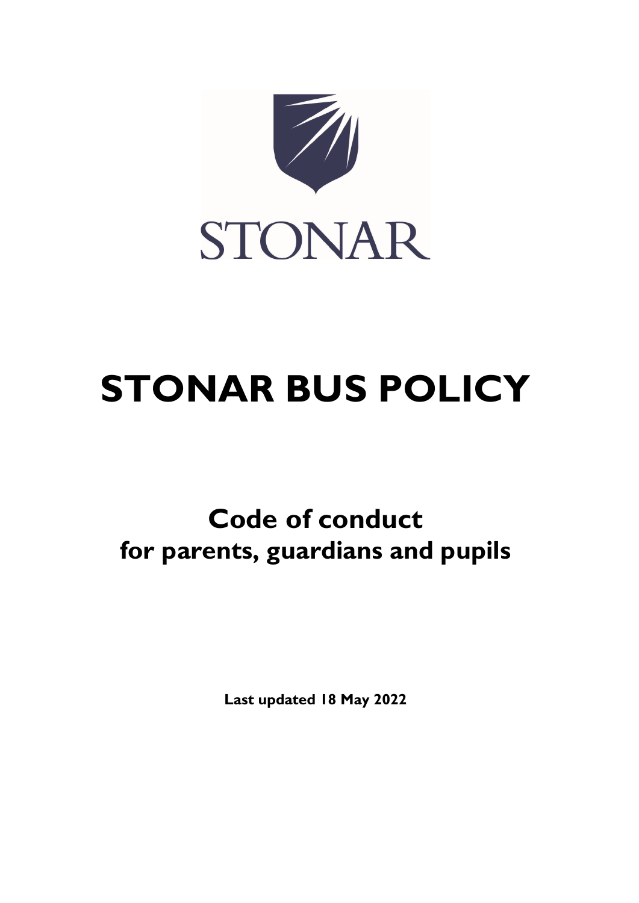STONAR

# STONAR BUS POLICY

## Code of conduct for parents, guardians and pupils

**Last updated 18 May 2022**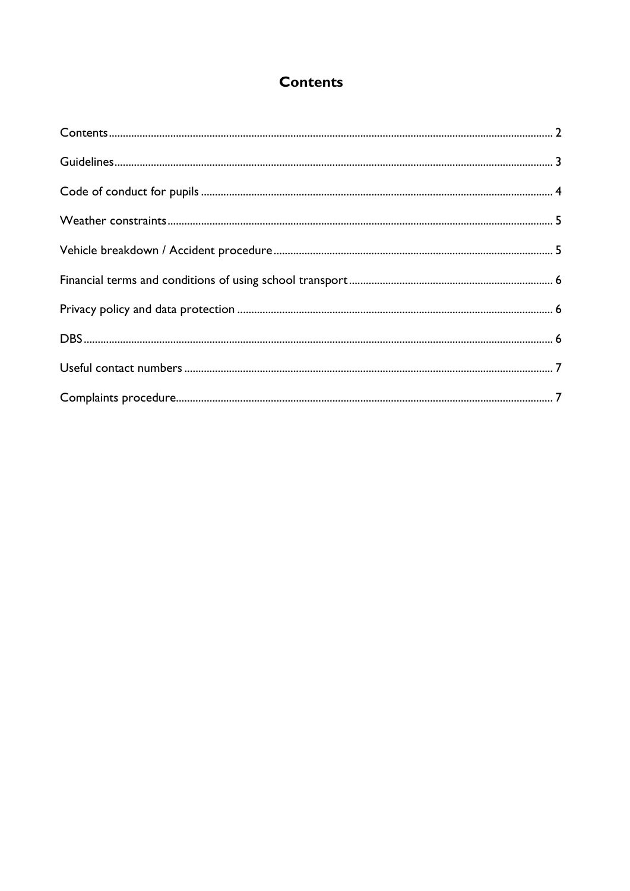# Contents

Contents ........................................................................................................ 2

Guidelines ........................................................................................................ 3

Code of conduct for pupils ........................................................................................................ 4

Weather constraints ........................................................................................................ 5

Vehicle breakdown / Accident procedure ........................................................................................................ 5

Financial terms and conditions of using school transport ........................................................................................................ 6

Privacy policy and data protection ........................................................................................................ 6

DBS ........................................................................................................ 6

Useful contact numbers ........................................................................................................ 7

Complaints procedure ........................................................................................................ 7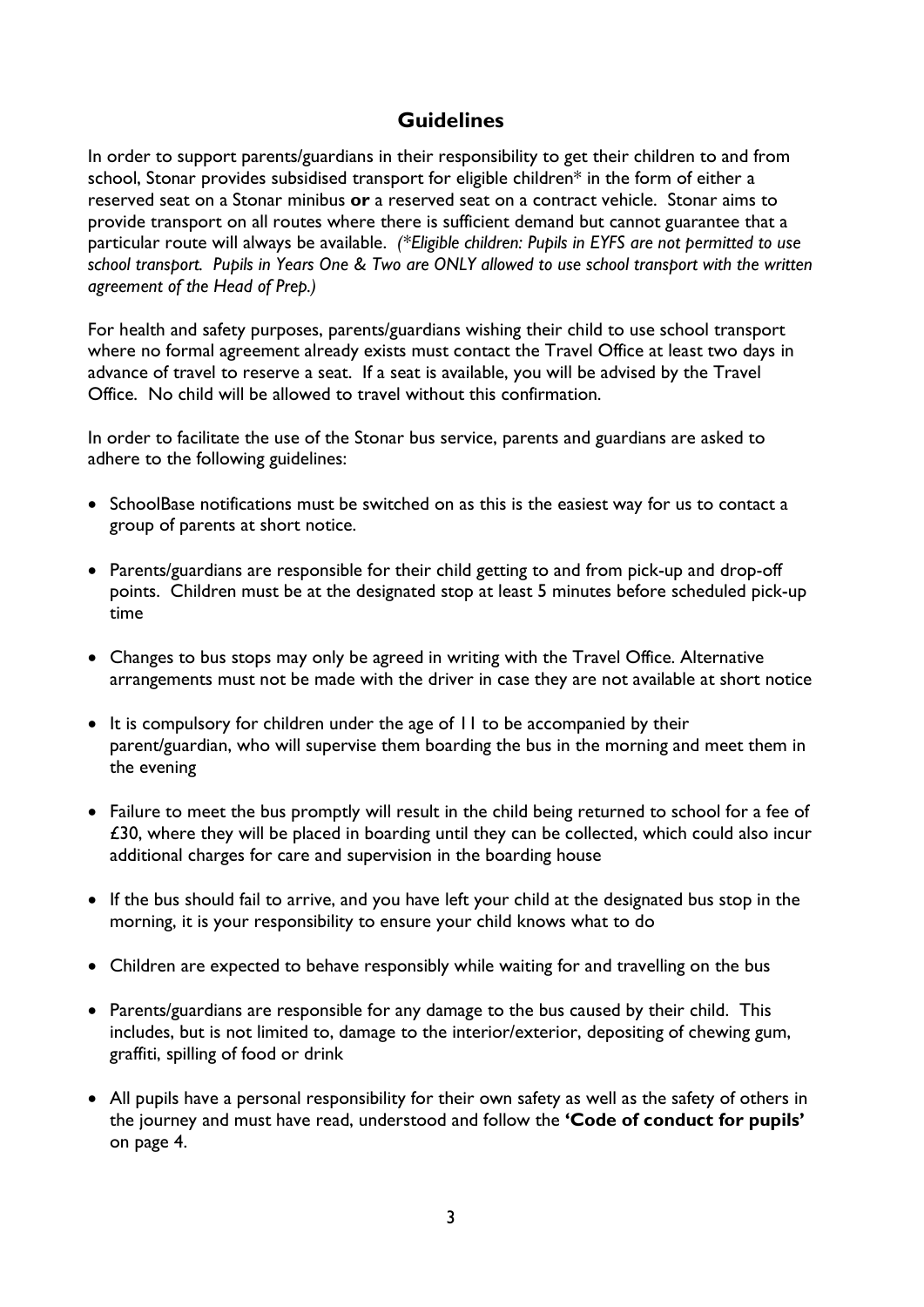## Guidelines

In order to support parents/guardians in their responsibility to get their children to and from school, Stonar provides subsidised transport for eligible children* in the form of either a reserved seat on a Stonar minibus **or** a reserved seat on a contract vehicle. Stonar aims to provide transport on all routes where there is sufficient demand but cannot guarantee that a particular route will always be available. *(*Eligible children: Pupils in EYFS are not permitted to use school transport. Pupils in Years One & Two are ONLY allowed to use school transport with the written agreement of the Head of Prep.)*

For health and safety purposes, parents/guardians wishing their child to use school transport where no formal agreement already exists must contact the Travel Office at least two days in advance of travel to reserve a seat. If a seat is available, you will be advised by the Travel Office. No child will be allowed to travel without this confirmation.

In order to facilitate the use of the Stonar bus service, parents and guardians are asked to adhere to the following guidelines:

- SchoolBase notifications must be switched on as this is the easiest way for us to contact a group of parents at short notice.
- Parents/guardians are responsible for their child getting to and from pick-up and drop-off points. Children must be at the designated stop at least 5 minutes before scheduled pick-up time
- Changes to bus stops may only be agreed in writing with the Travel Office. Alternative arrangements must not be made with the driver in case they are not available at short notice
- It is compulsory for children under the age of 11 to be accompanied by their parent/guardian, who will supervise them boarding the bus in the morning and meet them in the evening
- Failure to meet the bus promptly will result in the child being returned to school for a fee of £30, where they will be placed in boarding until they can be collected, which could also incur additional charges for care and supervision in the boarding house
- If the bus should fail to arrive, and you have left your child at the designated bus stop in the morning, it is your responsibility to ensure your child knows what to do
- Children are expected to behave responsibly while waiting for and travelling on the bus
- Parents/guardians are responsible for any damage to the bus caused by their child. This includes, but is not limited to, damage to the interior/exterior, depositing of chewing gum, graffiti, spilling of food or drink
- All pupils have a personal responsibility for their own safety as well as the safety of others in the journey and must have read, understood and follow the **'Code of conduct for pupils'** on page 4.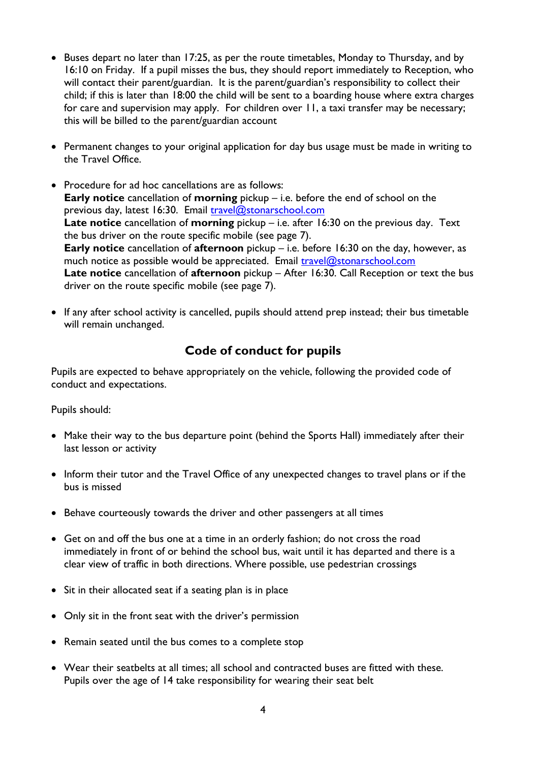- Buses depart no later than 17:25, as per the route timetables, Monday to Thursday, and by 16:10 on Friday. If a pupil misses the bus, they should report immediately to Reception, who will contact their parent/guardian. It is the parent/guardian's responsibility to collect their child; if this is later than 18:00 the child will be sent to a boarding house where extra charges for care and supervision may apply. For children over 11, a taxi transfer may be necessary; this will be billed to the parent/guardian account

- Permanent changes to your original application for day bus usage must be made in writing to the Travel Office.

- Procedure for ad hoc cancellations are as follows:
  **Early notice** cancellation of **morning** pickup – i.e. before the end of school on the previous day, latest 16:30. Email travel@stonarschool.com
  **Late notice** cancellation of **morning** pickup – i.e. after 16:30 on the previous day. Text the bus driver on the route specific mobile (see page 7).
  **Early notice** cancellation of **afternoon** pickup – i.e. before 16:30 on the day, however, as much notice as possible would be appreciated. Email travel@stonarschool.com
  **Late notice** cancellation of **afternoon** pickup – After 16:30. Call Reception or text the bus driver on the route specific mobile (see page 7).

- If any after school activity is cancelled, pupils should attend prep instead; their bus timetable will remain unchanged.

## Code of conduct for pupils

Pupils are expected to behave appropriately on the vehicle, following the provided code of conduct and expectations.

Pupils should:

- Make their way to the bus departure point (behind the Sports Hall) immediately after their last lesson or activity

- Inform their tutor and the Travel Office of any unexpected changes to travel plans or if the bus is missed

- Behave courteously towards the driver and other passengers at all times

- Get on and off the bus one at a time in an orderly fashion; do not cross the road immediately in front of or behind the school bus, wait until it has departed and there is a clear view of traffic in both directions. Where possible, use pedestrian crossings

- Sit in their allocated seat if a seating plan is in place

- Only sit in the front seat with the driver's permission

- Remain seated until the bus comes to a complete stop

- Wear their seatbelts at all times; all school and contracted buses are fitted with these. Pupils over the age of 14 take responsibility for wearing their seat belt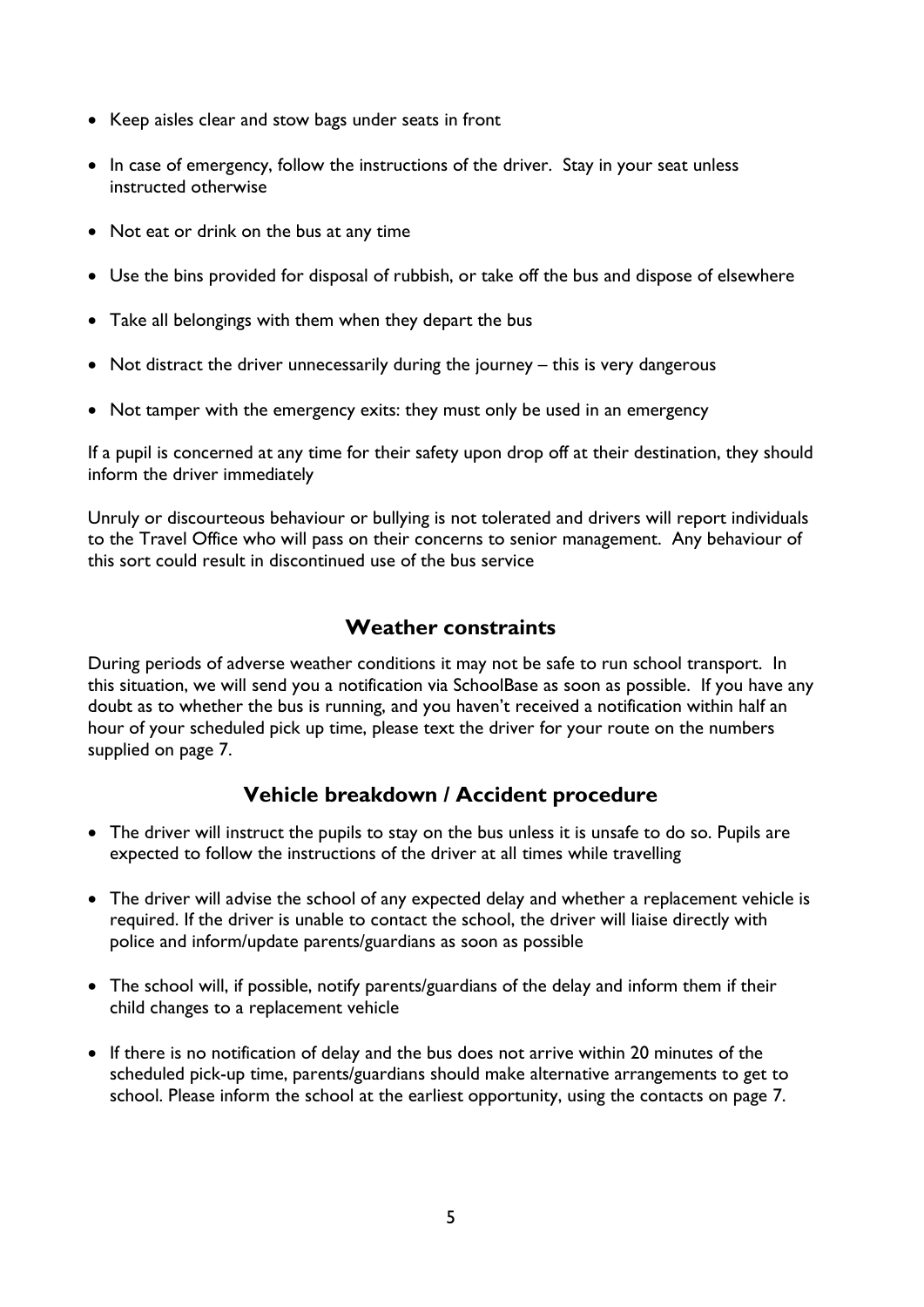- Keep aisles clear and stow bags under seats in front
- In case of emergency, follow the instructions of the driver. Stay in your seat unless instructed otherwise
- Not eat or drink on the bus at any time
- Use the bins provided for disposal of rubbish, or take off the bus and dispose of elsewhere
- Take all belongings with them when they depart the bus
- Not distract the driver unnecessarily during the journey – this is very dangerous
- Not tamper with the emergency exits: they must only be used in an emergency

If a pupil is concerned at any time for their safety upon drop off at their destination, they should inform the driver immediately

Unruly or discourteous behaviour or bullying is not tolerated and drivers will report individuals to the Travel Office who will pass on their concerns to senior management. Any behaviour of this sort could result in discontinued use of the bus service

## Weather constraints

During periods of adverse weather conditions it may not be safe to run school transport. In this situation, we will send you a notification via SchoolBase as soon as possible. If you have any doubt as to whether the bus is running, and you haven't received a notification within half an hour of your scheduled pick up time, please text the driver for your route on the numbers supplied on page 7.

## Vehicle breakdown / Accident procedure

- The driver will instruct the pupils to stay on the bus unless it is unsafe to do so. Pupils are expected to follow the instructions of the driver at all times while travelling
- The driver will advise the school of any expected delay and whether a replacement vehicle is required. If the driver is unable to contact the school, the driver will liaise directly with police and inform/update parents/guardians as soon as possible
- The school will, if possible, notify parents/guardians of the delay and inform them if their child changes to a replacement vehicle
- If there is no notification of delay and the bus does not arrive within 20 minutes of the scheduled pick-up time, parents/guardians should make alternative arrangements to get to school. Please inform the school at the earliest opportunity, using the contacts on page 7.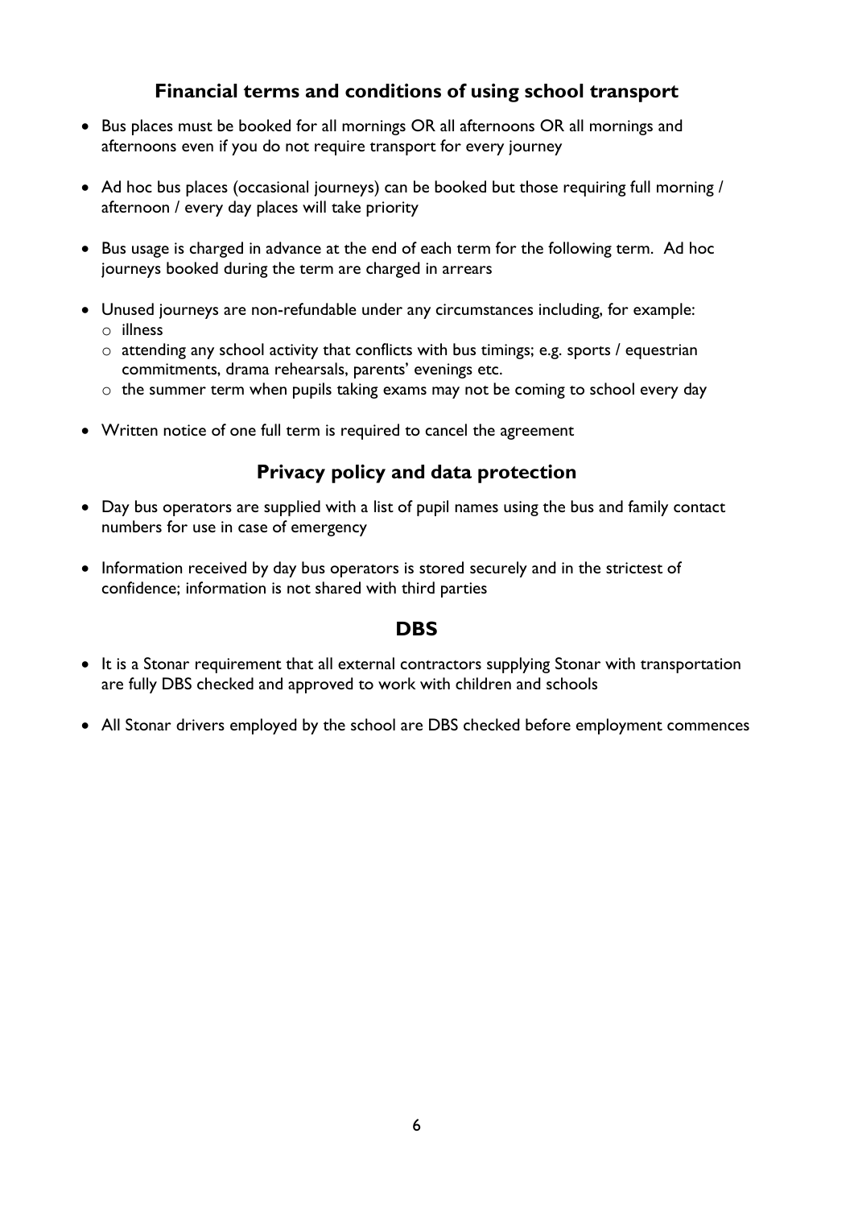## Financial terms and conditions of using school transport

- Bus places must be booked for all mornings OR all afternoons OR all mornings and afternoons even if you do not require transport for every journey
- Ad hoc bus places (occasional journeys) can be booked but those requiring full morning / afternoon / every day places will take priority
- Bus usage is charged in advance at the end of each term for the following term. Ad hoc journeys booked during the term are charged in arrears
- Unused journeys are non-refundable under any circumstances including, for example:
  - illness
  - attending any school activity that conflicts with bus timings; e.g. sports / equestrian commitments, drama rehearsals, parents' evenings etc.
  - the summer term when pupils taking exams may not be coming to school every day
- Written notice of one full term is required to cancel the agreement

## Privacy policy and data protection

- Day bus operators are supplied with a list of pupil names using the bus and family contact numbers for use in case of emergency
- Information received by day bus operators is stored securely and in the strictest of confidence; information is not shared with third parties

## DBS

- It is a Stonar requirement that all external contractors supplying Stonar with transportation are fully DBS checked and approved to work with children and schools
- All Stonar drivers employed by the school are DBS checked before employment commences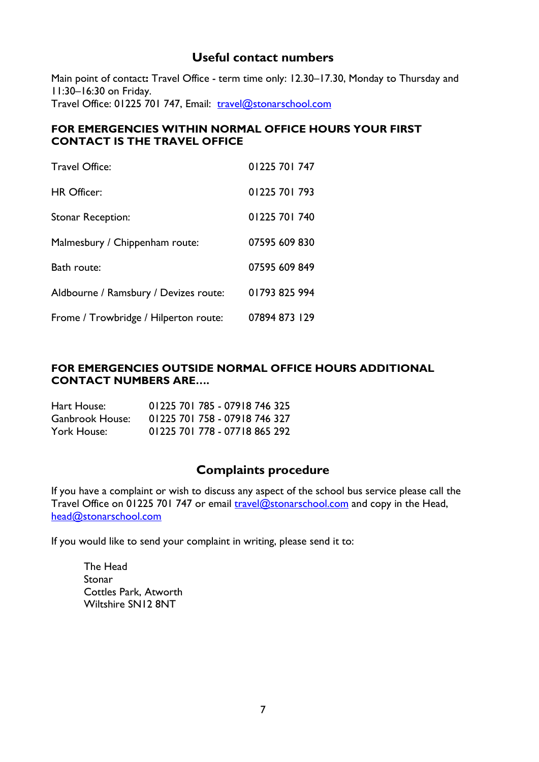## Useful contact numbers

Main point of contact**:** Travel Office - term time only: 12.30–17.30, Monday to Thursday and 11:30–16:30 on Friday.
Travel Office: 01225 701 747, Email: [travel@stonarschool.com](mailto:travel@stonarschool.com)

**FOR EMERGENCIES WITHIN NORMAL OFFICE HOURS YOUR FIRST CONTACT IS THE TRAVEL OFFICE**

| | |
|---|---|
| Travel Office: | 01225 701 747 |
| HR Officer: | 01225 701 793 |
| Stonar Reception: | 01225 701 740 |
| Malmesbury / Chippenham route: | 07595 609 830 |
| Bath route: | 07595 609 849 |
| Aldbourne / Ramsbury / Devizes route: | 01793 825 994 |
| Frome / Trowbridge / Hilperton route: | 07894 873 129 |

**FOR EMERGENCIES OUTSIDE NORMAL OFFICE HOURS ADDITIONAL CONTACT NUMBERS ARE….**

| | |
|---|---|
| Hart House: | 01225 701 785 - 07918 746 325 |
| Ganbrook House: | 01225 701 758 - 07918 746 327 |
| York House: | 01225 701 778 - 07718 865 292 |

## Complaints procedure

If you have a complaint or wish to discuss any aspect of the school bus service please call the Travel Office on 01225 701 747 or email [travel@stonarschool.com](mailto:travel@stonarschool.com) and copy in the Head, [head@stonarschool.com](mailto:head@stonarschool.com)

If you would like to send your complaint in writing, please send it to:

The Head
Stonar
Cottles Park, Atworth
Wiltshire SN12 8NT